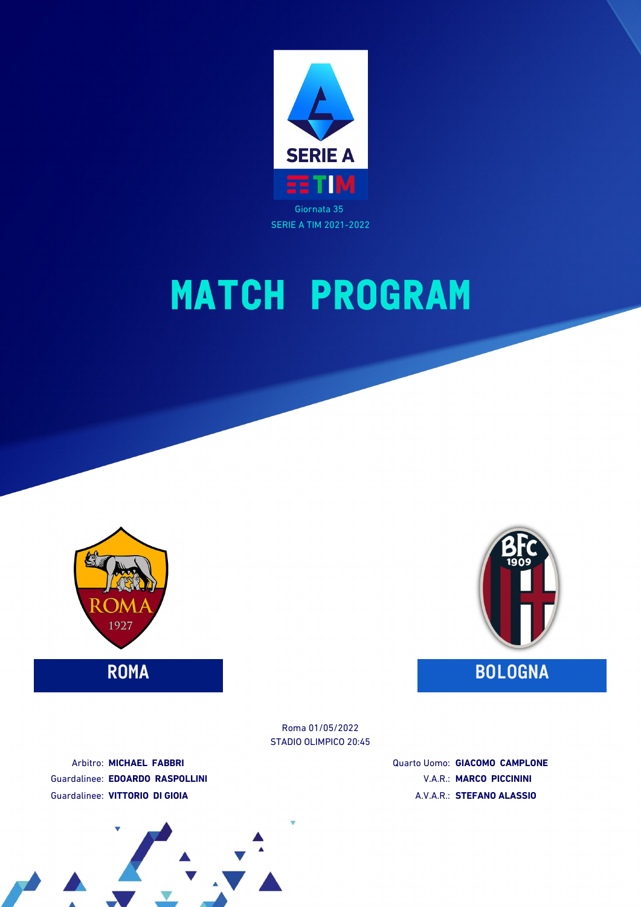SERIE A

TIM

Giornata 35

SERIE A TIM 2021-2022

# MATCH PROGRAM

ROMA

BOLOGNA

Roma 01/05/2022

STADIO OLIMPICO 20:45

Arbitro: **MICHAEL FABBRI**

Guardalinee: **EDOARDO RASPOLLINI**

Guardalinee: **VITTORIO DI GIOIA**

Quarto Uomo: **GIACOMO CAMPLONE**

V.A.R.: **MARCO PICCININI**

A.V.A.R.: **STEFANO ALASSIO**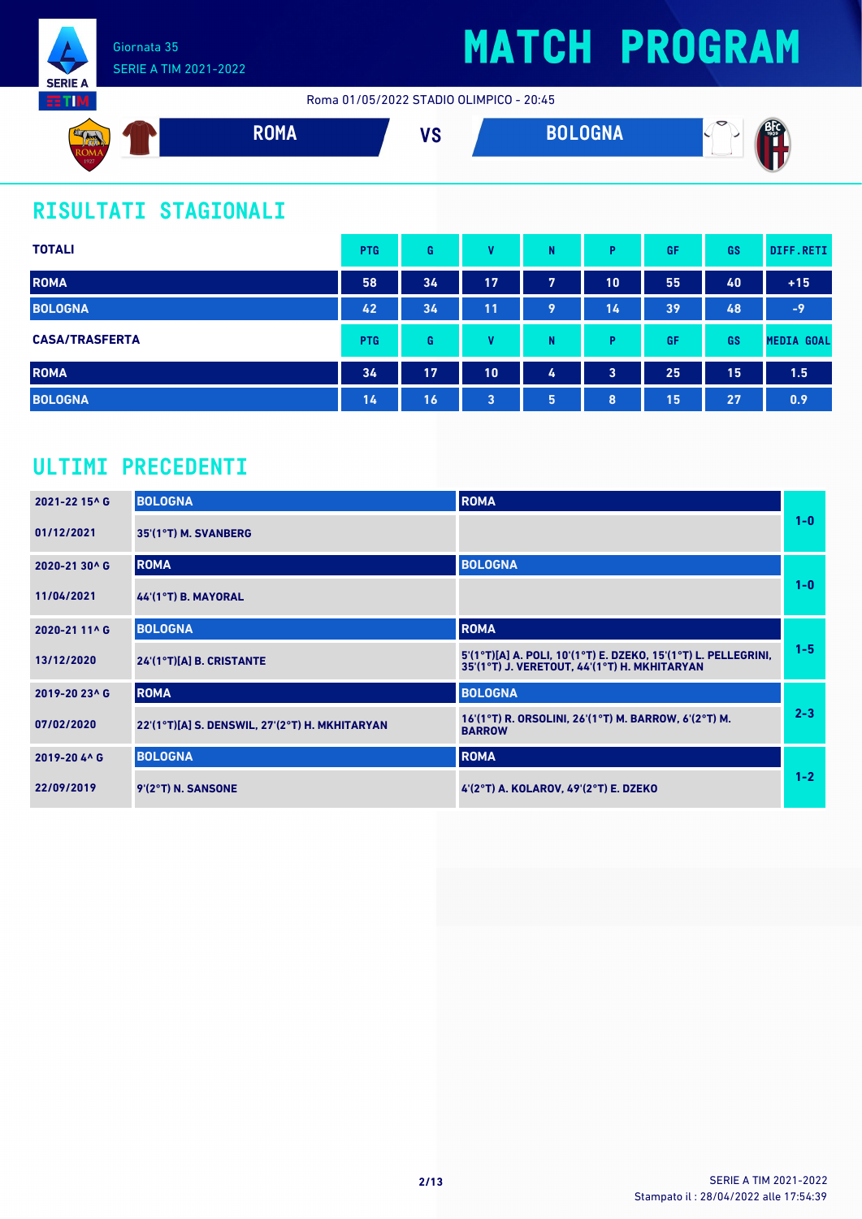Giornata 35
SERIE A TIM 2021-2022

# MATCH PROGRAM

Roma 01/05/2022 STADIO OLIMPICO - 20:45

**ROMA** VS **BOLOGNA**

## RISULTATI STAGIONALI

| TOTALI | PTG | G | V | N | P | GF | GS | DIFF.RETI |
|---|---|---|---|---|---|---|---|---|
| ROMA | 58 | 34 | 17 | 7 | 10 | 55 | 40 | +15 |
| BOLOGNA | 42 | 34 | 11 | 9 | 14 | 39 | 48 | -9 |

| CASA/TRASFERTA | PTG | G | V | N | P | GF | GS | MEDIA GOAL |
|---|---|---|---|---|---|---|---|---|
| ROMA | 34 | 17 | 10 | 4 | 3 | 25 | 15 | 1.5 |
| BOLOGNA | 14 | 16 | 3 | 5 | 8 | 15 | 27 | 0.9 |

## ULTIMI PRECEDENTI

| Giornata / Data | Casa | Trasferta | Risultato |
|---|---|---|---|
| 2021-22 15^ G | BOLOGNA | ROMA | 1-0 |
| 01/12/2021 | 35'(1°T) M. SVANBERG | | |
| 2020-21 30^ G | ROMA | BOLOGNA | 1-0 |
| 11/04/2021 | 44'(1°T) B. MAYORAL | | |
| 2020-21 11^ G | BOLOGNA | ROMA | 1-5 |
| 13/12/2020 | 24'(1°T)[A] B. CRISTANTE | 5'(1°T)[A] A. POLI, 10'(1°T) E. DZEKO, 15'(1°T) L. PELLEGRINI, 35'(1°T) J. VERETOUT, 44'(1°T) H. MKHITARYAN | |
| 2019-20 23^ G | ROMA | BOLOGNA | 2-3 |
| 07/02/2020 | 22'(1°T)[A] S. DENSWIL, 27'(2°T) H. MKHITARYAN | 16'(1°T) R. ORSOLINI, 26'(1°T) M. BARROW, 6'(2°T) M. BARROW | |
| 2019-20 4^ G | BOLOGNA | ROMA | 1-2 |
| 22/09/2019 | 9'(2°T) N. SANSONE | 4'(2°T) A. KOLAROV, 49'(2°T) E. DZEKO | |

SERIE A TIM 2021-2022
Stampato il : 28/04/2022 alle 17:54:39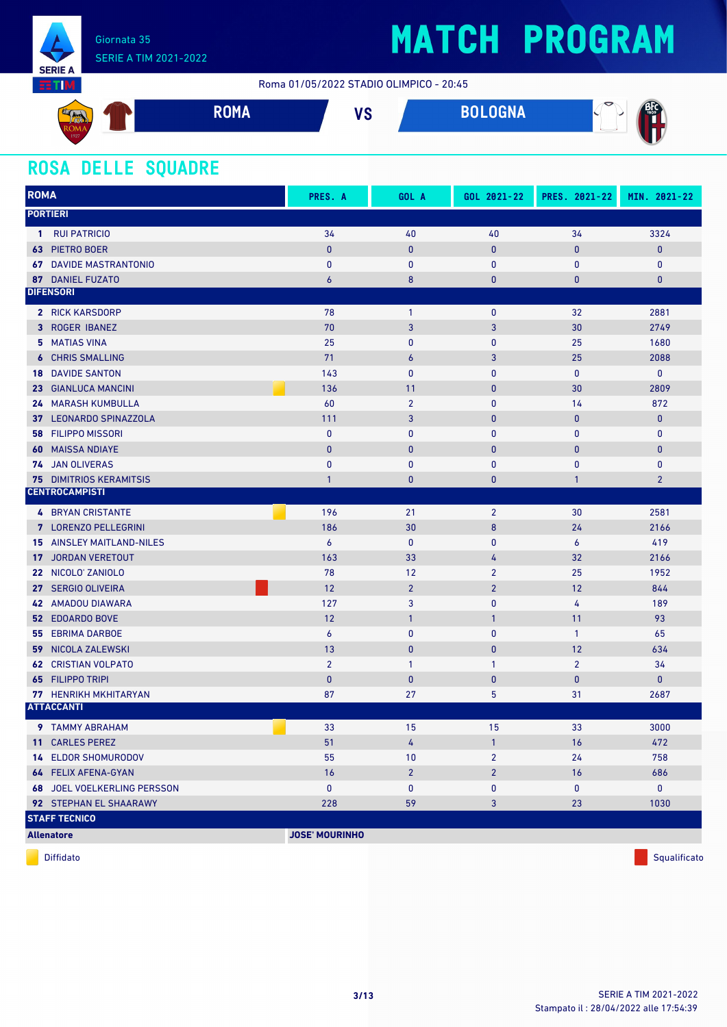Giornata 35
SERIE A TIM 2021-2022

# MATCH PROGRAM

Roma 01/05/2022 STADIO OLIMPICO - 20:45

**ROMA** VS **BOLOGNA**

## ROSA DELLE SQUADRE

| ROMA | PRES. A | GOL A | GOL 2021-22 | PRES. 2021-22 | MIN. 2021-22 |
|---|---|---|---|---|---|
| **PORTIERI** | | | | | |
| 1 RUI PATRICIO | 34 | 40 | 40 | 34 | 3324 |
| 63 PIETRO BOER | 0 | 0 | 0 | 0 | 0 |
| 67 DAVIDE MASTRANTONIO | 0 | 0 | 0 | 0 | 0 |
| 87 DANIEL FUZATO | 6 | 8 | 0 | 0 | 0 |
| **DIFENSORI** | | | | | |
| 2 RICK KARSDORP | 78 | 1 | 0 | 32 | 2881 |
| 3 ROGER IBANEZ | 70 | 3 | 3 | 30 | 2749 |
| 5 MATIAS VINA | 25 | 0 | 0 | 25 | 1680 |
| 6 CHRIS SMALLING | 71 | 6 | 3 | 25 | 2088 |
| 18 DAVIDE SANTON | 143 | 0 | 0 | 0 | 0 |
| 23 GIANLUCA MANCINI (Diffidato) | 136 | 11 | 0 | 30 | 2809 |
| 24 MARASH KUMBULLA | 60 | 2 | 0 | 14 | 872 |
| 37 LEONARDO SPINAZZOLA | 111 | 3 | 0 | 0 | 0 |
| 58 FILIPPO MISSORI | 0 | 0 | 0 | 0 | 0 |
| 60 MAISSA NDIAYE | 0 | 0 | 0 | 0 | 0 |
| 74 JAN OLIVERAS | 0 | 0 | 0 | 0 | 0 |
| 75 DIMITRIOS KERAMITSIS | 1 | 0 | 0 | 1 | 2 |
| **CENTROCAMPISTI** | | | | | |
| 4 BRYAN CRISTANTE (Diffidato) | 196 | 21 | 2 | 30 | 2581 |
| 7 LORENZO PELLEGRINI | 186 | 30 | 8 | 24 | 2166 |
| 15 AINSLEY MAITLAND-NILES | 6 | 0 | 0 | 6 | 419 |
| 17 JORDAN VERETOUT | 163 | 33 | 4 | 32 | 2166 |
| 22 NICOLO' ZANIOLO | 78 | 12 | 2 | 25 | 1952 |
| 27 SERGIO OLIVEIRA (Squalificato) | 12 | 2 | 2 | 12 | 844 |
| 42 AMADOU DIAWARA | 127 | 3 | 0 | 4 | 189 |
| 52 EDOARDO BOVE | 12 | 1 | 1 | 11 | 93 |
| 55 EBRIMA DARBOE | 6 | 0 | 0 | 1 | 65 |
| 59 NICOLA ZALEWSKI | 13 | 0 | 0 | 12 | 634 |
| 62 CRISTIAN VOLPATO | 2 | 1 | 1 | 2 | 34 |
| 65 FILIPPO TRIPI | 0 | 0 | 0 | 0 | 0 |
| 77 HENRIKH MKHITARYAN | 87 | 27 | 5 | 31 | 2687 |
| **ATTACCANTI** | | | | | |
| 9 TAMMY ABRAHAM (Diffidato) | 33 | 15 | 15 | 33 | 3000 |
| 11 CARLES PEREZ | 51 | 4 | 1 | 16 | 472 |
| 14 ELDOR SHOMURODOV | 55 | 10 | 2 | 24 | 758 |
| 64 FELIX AFENA-GYAN | 16 | 2 | 2 | 16 | 686 |
| 68 JOEL VOELKERLING PERSSON | 0 | 0 | 0 | 0 | 0 |
| 92 STEPHAN EL SHAARAWY | 228 | 59 | 3 | 23 | 1030 |
| **STAFF TECNICO** | | | | | |
| **Allenatore** | **JOSE' MOURINHO** | | | | |

Diffidato · Squalificato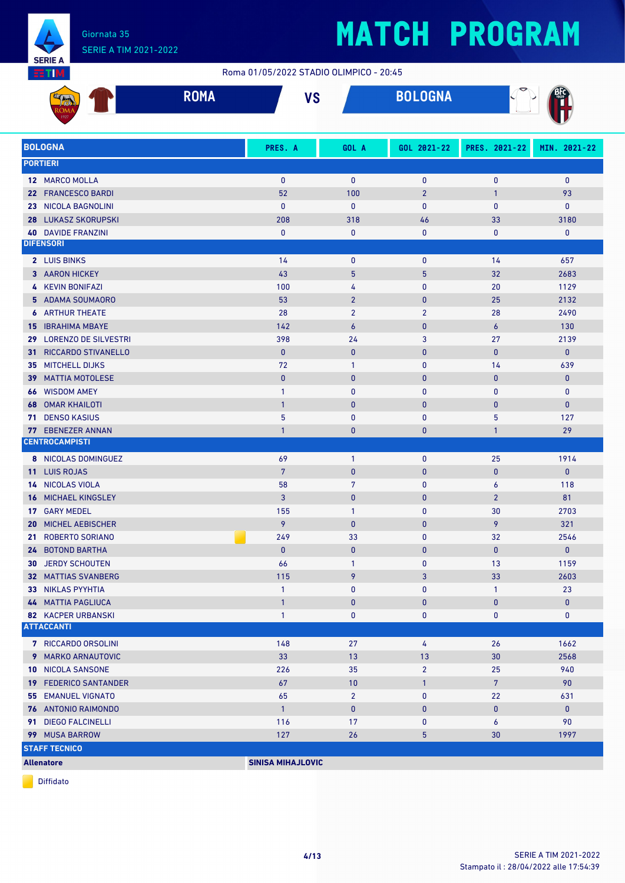Giornata 35

SERIE A TIM 2021-2022

# MATCH PROGRAM

Roma 01/05/2022 STADIO OLIMPICO - 20:45

## ROMA VS BOLOGNA

| BOLOGNA | PRES. A | GOL A | GOL 2021-22 | PRES. 2021-22 | MIN. 2021-22 |
|---|---|---|---|---|---|
| **PORTIERI** | | | | | |
| 12 MARCO MOLLA | 0 | 0 | 0 | 0 | 0 |
| 22 FRANCESCO BARDI | 52 | 100 | 2 | 1 | 93 |
| 23 NICOLA BAGNOLINI | 0 | 0 | 0 | 0 | 0 |
| 28 LUKASZ SKORUPSKI | 208 | 318 | 46 | 33 | 3180 |
| 40 DAVIDE FRANZINI | 0 | 0 | 0 | 0 | 0 |
| **DIFENSORI** | | | | | |
| 2 LUIS BINKS | 14 | 0 | 0 | 14 | 657 |
| 3 AARON HICKEY | 43 | 5 | 5 | 32 | 2683 |
| 4 KEVIN BONIFAZI | 100 | 4 | 0 | 20 | 1129 |
| 5 ADAMA SOUMAORO | 53 | 2 | 0 | 25 | 2132 |
| 6 ARTHUR THEATE | 28 | 2 | 2 | 28 | 2490 |
| 15 IBRAHIMA MBAYE | 142 | 6 | 0 | 6 | 130 |
| 29 LORENZO DE SILVESTRI | 398 | 24 | 3 | 27 | 2139 |
| 31 RICCARDO STIVANELLO | 0 | 0 | 0 | 0 | 0 |
| 35 MITCHELL DIJKS | 72 | 1 | 0 | 14 | 639 |
| 39 MATTIA MOTOLESE | 0 | 0 | 0 | 0 | 0 |
| 66 WISDOM AMEY | 1 | 0 | 0 | 0 | 0 |
| 68 OMAR KHAILOTI | 1 | 0 | 0 | 0 | 0 |
| 71 DENSO KASIUS | 5 | 0 | 0 | 5 | 127 |
| 77 EBENEZER ANNAN | 1 | 0 | 0 | 1 | 29 |
| **CENTROCAMPISTI** | | | | | |
| 8 NICOLAS DOMINGUEZ | 69 | 1 | 0 | 25 | 1914 |
| 11 LUIS ROJAS | 7 | 0 | 0 | 0 | 0 |
| 14 NICOLAS VIOLA | 58 | 7 | 0 | 6 | 118 |
| 16 MICHAEL KINGSLEY | 3 | 0 | 0 | 2 | 81 |
| 17 GARY MEDEL | 155 | 1 | 0 | 30 | 2703 |
| 20 MICHEL AEBISCHER | 9 | 0 | 0 | 9 | 321 |
| 21 ROBERTO SORIANO (Diffidato) | 249 | 33 | 0 | 32 | 2546 |
| 24 BOTOND BARTHA | 0 | 0 | 0 | 0 | 0 |
| 30 JERDY SCHOUTEN | 66 | 1 | 0 | 13 | 1159 |
| 32 MATTIAS SVANBERG | 115 | 9 | 3 | 33 | 2603 |
| 33 NIKLAS PYYHTIA | 1 | 0 | 0 | 1 | 23 |
| 44 MATTIA PAGLIUCA | 1 | 0 | 0 | 0 | 0 |
| 82 KACPER URBANSKI | 1 | 0 | 0 | 0 | 0 |
| **ATTACCANTI** | | | | | |
| 7 RICCARDO ORSOLINI | 148 | 27 | 4 | 26 | 1662 |
| 9 MARKO ARNAUTOVIC | 33 | 13 | 13 | 30 | 2568 |
| 10 NICOLA SANSONE | 226 | 35 | 2 | 25 | 940 |
| 19 FEDERICO SANTANDER | 67 | 10 | 1 | 7 | 90 |
| 55 EMANUEL VIGNATO | 65 | 2 | 0 | 22 | 631 |
| 76 ANTONIO RAIMONDO | 1 | 0 | 0 | 0 | 0 |
| 91 DIEGO FALCINELLI | 116 | 17 | 0 | 6 | 90 |
| 99 MUSA BARROW | 127 | 26 | 5 | 30 | 1997 |
| **STAFF TECNICO** | | | | | |
| **Allenatore** | **SINISA MIHAJLOVIC** | | | | |

Diffidato

SERIE A TIM 2021-2022

Stampato il : 28/04/2022 alle 17:54:39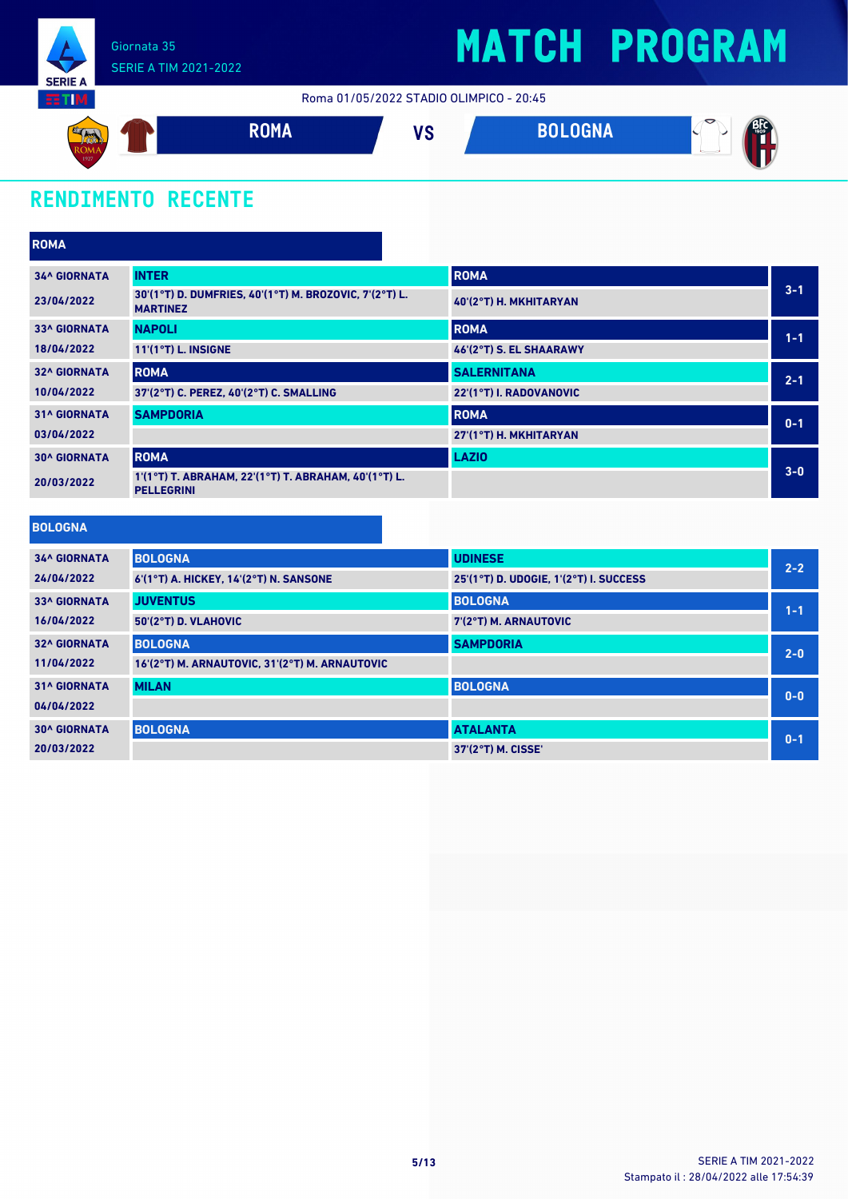# MATCH PROGRAM

Giornata 35
SERIE A TIM 2021-2022

Roma 01/05/2022 STADIO OLIMPICO - 20:45

**ROMA** VS **BOLOGNA**

## RENDIMENTO RECENTE

### ROMA

| Giornata | Casa | Ospite | Risultato |
|---|---|---|---|
| 34^ GIORNATA<br>23/04/2022 | **INTER**<br>30'(1°T) D. DUMFRIES, 40'(1°T) M. BROZOVIC, 7'(2°T) L. MARTINEZ | **ROMA**<br>40'(2°T) H. MKHITARYAN | 3-1 |
| 33^ GIORNATA<br>18/04/2022 | **NAPOLI**<br>11'(1°T) L. INSIGNE | **ROMA**<br>46'(2°T) S. EL SHAARAWY | 1-1 |
| 32^ GIORNATA<br>10/04/2022 | **ROMA**<br>37'(2°T) C. PEREZ, 40'(2°T) C. SMALLING | **SALERNITANA**<br>22'(1°T) I. RADOVANOVIC | 2-1 |
| 31^ GIORNATA<br>03/04/2022 | **SAMPDORIA** | **ROMA**<br>27'(1°T) H. MKHITARYAN | 0-1 |
| 30^ GIORNATA<br>20/03/2022 | **ROMA**<br>1'(1°T) T. ABRAHAM, 22'(1°T) T. ABRAHAM, 40'(1°T) L. PELLEGRINI | **LAZIO** | 3-0 |

### BOLOGNA

| Giornata | Casa | Ospite | Risultato |
|---|---|---|---|
| 34^ GIORNATA<br>24/04/2022 | **BOLOGNA**<br>6'(1°T) A. HICKEY, 14'(2°T) N. SANSONE | **UDINESE**<br>25'(1°T) D. UDOGIE, 1'(2°T) I. SUCCESS | 2-2 |
| 33^ GIORNATA<br>16/04/2022 | **JUVENTUS**<br>50'(2°T) D. VLAHOVIC | **BOLOGNA**<br>7'(2°T) M. ARNAUTOVIC | 1-1 |
| 32^ GIORNATA<br>11/04/2022 | **BOLOGNA**<br>16'(2°T) M. ARNAUTOVIC, 31'(2°T) M. ARNAUTOVIC | **SAMPDORIA** | 2-0 |
| 31^ GIORNATA<br>04/04/2022 | **MILAN** | **BOLOGNA** | 0-0 |
| 30^ GIORNATA<br>20/03/2022 | **BOLOGNA** | **ATALANTA**<br>37'(2°T) M. CISSE' | 0-1 |

SERIE A TIM 2021-2022
Stampato il : 28/04/2022 alle 17:54:39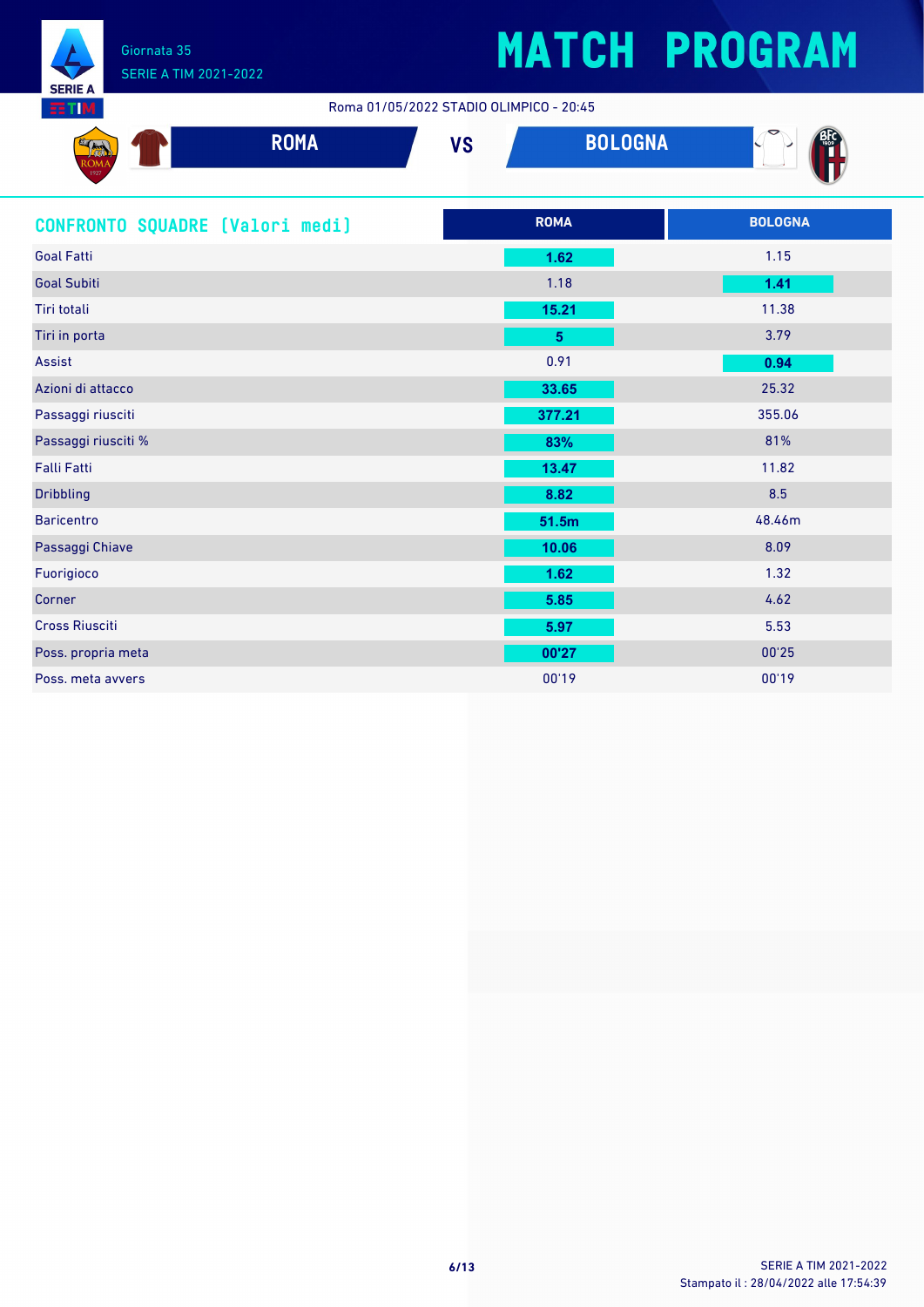# MATCH PROGRAM

Giornata 35
SERIE A TIM 2021-2022

Roma 01/05/2022 STADIO OLIMPICO - 20:45

**ROMA** VS **BOLOGNA**

## CONFRONTO SQUADRE [Valori medi]

| | ROMA | BOLOGNA |
|---|---|---|
| Goal Fatti | **1.62** | 1.15 |
| Goal Subiti | 1.18 | **1.41** |
| Tiri totali | **15.21** | 11.38 |
| Tiri in porta | **5** | 3.79 |
| Assist | 0.91 | **0.94** |
| Azioni di attacco | **33.65** | 25.32 |
| Passaggi riusciti | **377.21** | 355.06 |
| Passaggi riusciti % | **83%** | 81% |
| Falli Fatti | **13.47** | 11.82 |
| Dribbling | **8.82** | 8.5 |
| Baricentro | **51.5m** | 48.46m |
| Passaggi Chiave | **10.06** | 8.09 |
| Fuorigioco | **1.62** | 1.32 |
| Corner | **5.85** | 4.62 |
| Cross Riusciti | **5.97** | 5.53 |
| Poss. propria meta | **00'27** | 00'25 |
| Poss. meta avvers | 00'19 | 00'19 |

SERIE A TIM 2021-2022
Stampato il : 28/04/2022 alle 17:54:39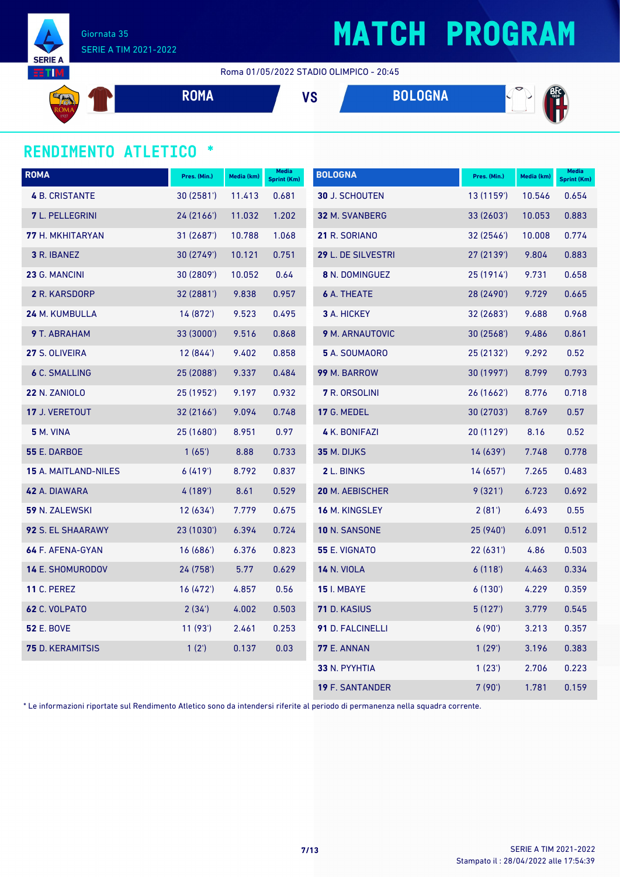Giornata 35
SERIE A TIM 2021-2022

# MATCH PROGRAM

Roma 01/05/2022 STADIO OLIMPICO - 20:45

**ROMA** VS **BOLOGNA**

## RENDIMENTO ATLETICO *

| ROMA | Pres. (Min.) | Media (km) | Media Sprint (Km) |
|---|---|---|---|
| **4** B. CRISTANTE | 30 (2581') | 11.413 | 0.681 |
| **7** L. PELLEGRINI | 24 (2166') | 11.032 | 1.202 |
| **77** H. MKHITARYAN | 31 (2687') | 10.788 | 1.068 |
| **3** R. IBANEZ | 30 (2749') | 10.121 | 0.751 |
| **23** G. MANCINI | 30 (2809') | 10.052 | 0.64 |
| **2** R. KARSDORP | 32 (2881') | 9.838 | 0.957 |
| **24** M. KUMBULLA | 14 (872') | 9.523 | 0.495 |
| **9** T. ABRAHAM | 33 (3000') | 9.516 | 0.868 |
| **27** S. OLIVEIRA | 12 (844') | 9.402 | 0.858 |
| **6** C. SMALLING | 25 (2088') | 9.337 | 0.484 |
| **22** N. ZANIOLO | 25 (1952') | 9.197 | 0.932 |
| **17** J. VERETOUT | 32 (2166') | 9.094 | 0.748 |
| **5** M. VINA | 25 (1680') | 8.951 | 0.97 |
| **55** E. DARBOE | 1 (65') | 8.88 | 0.733 |
| **15** A. MAITLAND-NILES | 6 (419') | 8.792 | 0.837 |
| **42** A. DIAWARA | 4 (189') | 8.61 | 0.529 |
| **59** N. ZALEWSKI | 12 (634') | 7.779 | 0.675 |
| **92** S. EL SHAARAWY | 23 (1030') | 6.394 | 0.724 |
| **64** F. AFENA-GYAN | 16 (686') | 6.376 | 0.823 |
| **14** E. SHOMURODOV | 24 (758') | 5.77 | 0.629 |
| **11** C. PEREZ | 16 (472') | 4.857 | 0.56 |
| **62** C. VOLPATO | 2 (34') | 4.002 | 0.503 |
| **52** E. BOVE | 11 (93') | 2.461 | 0.253 |
| **75** D. KERAMITSIS | 1 (2') | 0.137 | 0.03 |

| BOLOGNA | Pres. (Min.) | Media (km) | Media Sprint (Km) |
|---|---|---|---|
| **30** J. SCHOUTEN | 13 (1159') | 10.546 | 0.654 |
| **32** M. SVANBERG | 33 (2603') | 10.053 | 0.883 |
| **21** R. SORIANO | 32 (2546') | 10.008 | 0.774 |
| **29** L. DE SILVESTRI | 27 (2139') | 9.804 | 0.883 |
| **8** N. DOMINGUEZ | 25 (1914') | 9.731 | 0.658 |
| **6** A. THEATE | 28 (2490') | 9.729 | 0.665 |
| **3** A. HICKEY | 32 (2683') | 9.688 | 0.968 |
| **9** M. ARNAUTOVIC | 30 (2568') | 9.486 | 0.861 |
| **5** A. SOUMAORO | 25 (2132') | 9.292 | 0.52 |
| **99** M. BARROW | 30 (1997') | 8.799 | 0.793 |
| **7** R. ORSOLINI | 26 (1662') | 8.776 | 0.718 |
| **17** G. MEDEL | 30 (2703') | 8.769 | 0.57 |
| **4** K. BONIFAZI | 20 (1129') | 8.16 | 0.52 |
| **35** M. DIJKS | 14 (639') | 7.748 | 0.778 |
| **2** L. BINKS | 14 (657') | 7.265 | 0.483 |
| **20** M. AEBISCHER | 9 (321') | 6.723 | 0.692 |
| **16** M. KINGSLEY | 2 (81') | 6.493 | 0.55 |
| **10** N. SANSONE | 25 (940') | 6.091 | 0.512 |
| **55** E. VIGNATO | 22 (631') | 4.86 | 0.503 |
| **14** N. VIOLA | 6 (118') | 4.463 | 0.334 |
| **15** I. MBAYE | 6 (130') | 4.229 | 0.359 |
| **71** D. KASIUS | 5 (127') | 3.779 | 0.545 |
| **91** D. FALCINELLI | 6 (90') | 3.213 | 0.357 |
| **77** E. ANNAN | 1 (29') | 3.196 | 0.383 |
| **33** N. PYYHTIA | 1 (23') | 2.706 | 0.223 |
| **19** F. SANTANDER | 7 (90') | 1.781 | 0.159 |

* Le informazioni riportate sul Rendimento Atletico sono da intendersi riferite al periodo di permanenza nella squadra corrente.

SERIE A TIM 2021-2022
Stampato il : 28/04/2022 alle 17:54:39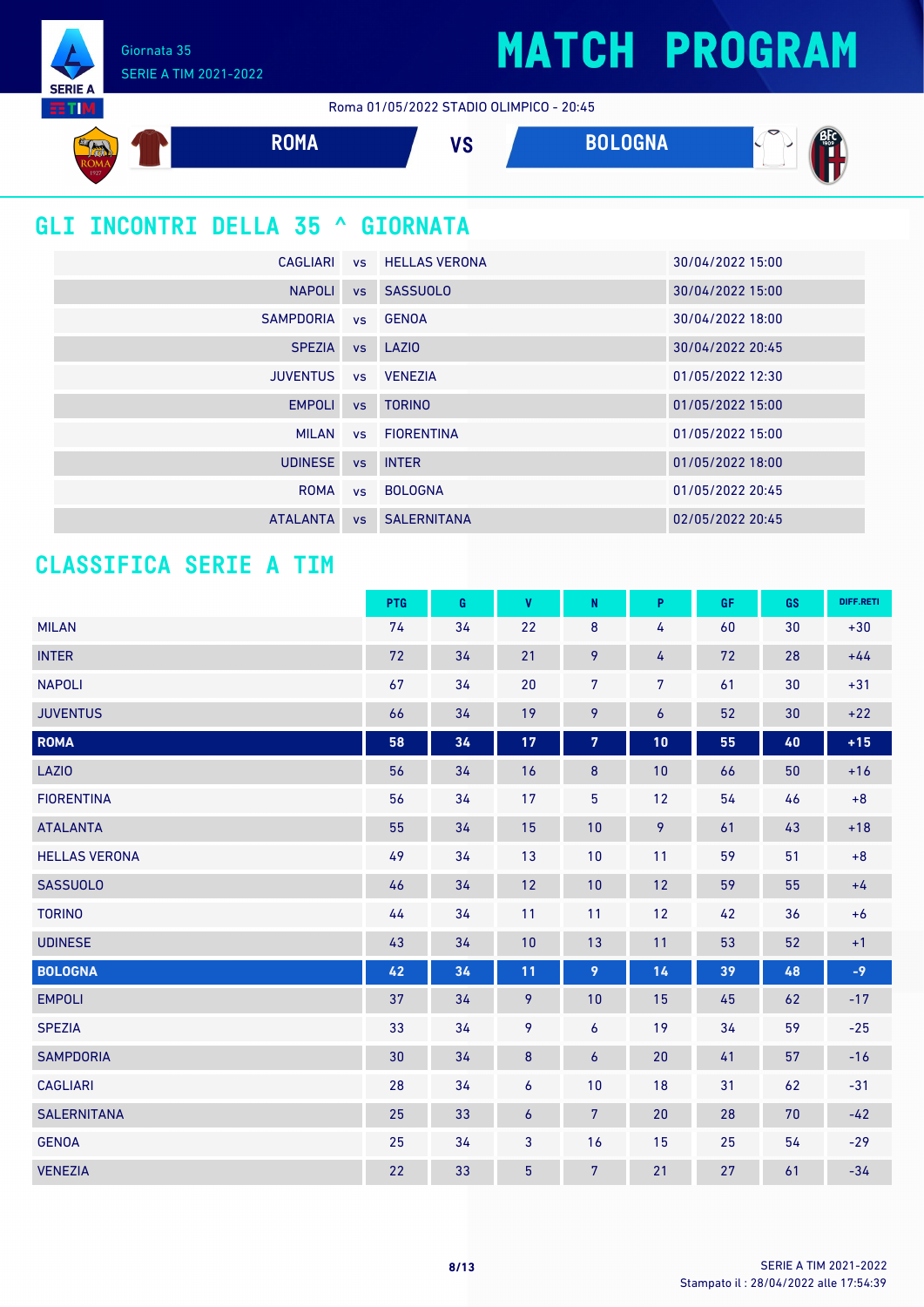# MATCH PROGRAM

Giornata 35
SERIE A TIM 2021-2022

Roma 01/05/2022 STADIO OLIMPICO - 20:45

ROMA VS BOLOGNA

## GLI INCONTRI DELLA 35 ^ GIORNATA

| | | | |
|---|---|---|---|
| CAGLIARI | vs | HELLAS VERONA | 30/04/2022 15:00 |
| NAPOLI | vs | SASSUOLO | 30/04/2022 15:00 |
| SAMPDORIA | vs | GENOA | 30/04/2022 18:00 |
| SPEZIA | vs | LAZIO | 30/04/2022 20:45 |
| JUVENTUS | vs | VENEZIA | 01/05/2022 12:30 |
| EMPOLI | vs | TORINO | 01/05/2022 15:00 |
| MILAN | vs | FIORENTINA | 01/05/2022 15:00 |
| UDINESE | vs | INTER | 01/05/2022 18:00 |
| ROMA | vs | BOLOGNA | 01/05/2022 20:45 |
| ATALANTA | vs | SALERNITANA | 02/05/2022 20:45 |

## CLASSIFICA SERIE A TIM

| | PTG | G | V | N | P | GF | GS | DIFF.RETI |
|---|---|---|---|---|---|---|---|---|
| MILAN | 74 | 34 | 22 | 8 | 4 | 60 | 30 | +30 |
| INTER | 72 | 34 | 21 | 9 | 4 | 72 | 28 | +44 |
| NAPOLI | 67 | 34 | 20 | 7 | 7 | 61 | 30 | +31 |
| JUVENTUS | 66 | 34 | 19 | 9 | 6 | 52 | 30 | +22 |
| **ROMA** | **58** | **34** | **17** | **7** | **10** | **55** | **40** | **+15** |
| LAZIO | 56 | 34 | 16 | 8 | 10 | 66 | 50 | +16 |
| FIORENTINA | 56 | 34 | 17 | 5 | 12 | 54 | 46 | +8 |
| ATALANTA | 55 | 34 | 15 | 10 | 9 | 61 | 43 | +18 |
| HELLAS VERONA | 49 | 34 | 13 | 10 | 11 | 59 | 51 | +8 |
| SASSUOLO | 46 | 34 | 12 | 10 | 12 | 59 | 55 | +4 |
| TORINO | 44 | 34 | 11 | 11 | 12 | 42 | 36 | +6 |
| UDINESE | 43 | 34 | 10 | 13 | 11 | 53 | 52 | +1 |
| **BOLOGNA** | **42** | **34** | **11** | **9** | **14** | **39** | **48** | **-9** |
| EMPOLI | 37 | 34 | 9 | 10 | 15 | 45 | 62 | -17 |
| SPEZIA | 33 | 34 | 9 | 6 | 19 | 34 | 59 | -25 |
| SAMPDORIA | 30 | 34 | 8 | 6 | 20 | 41 | 57 | -16 |
| CAGLIARI | 28 | 34 | 6 | 10 | 18 | 31 | 62 | -31 |
| SALERNITANA | 25 | 33 | 6 | 7 | 20 | 28 | 70 | -42 |
| GENOA | 25 | 34 | 3 | 16 | 15 | 25 | 54 | -29 |
| VENEZIA | 22 | 33 | 5 | 7 | 21 | 27 | 61 | -34 |

Stampato il : 28/04/2022 alle 17:54:39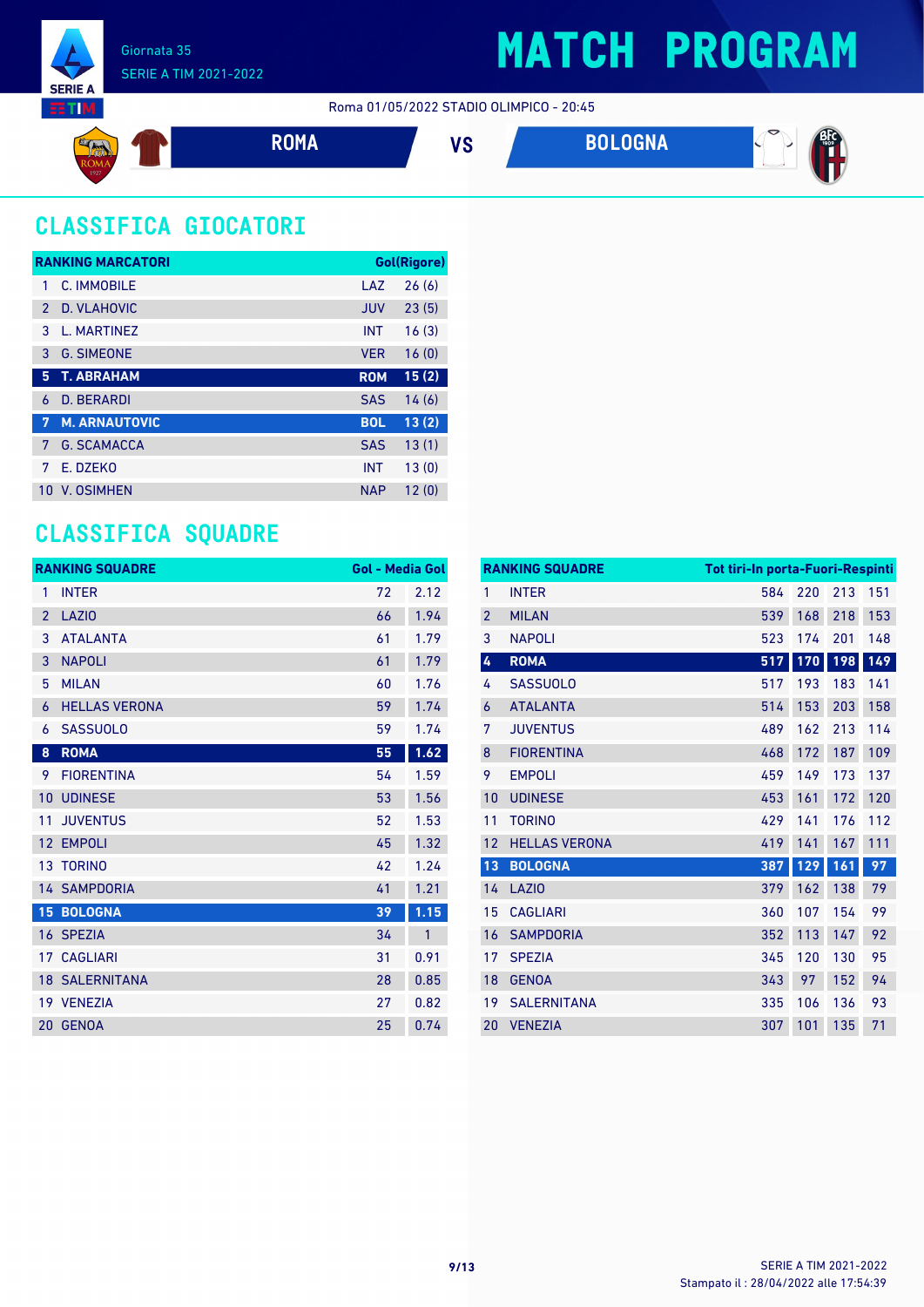Giornata 35
SERIE A TIM 2021-2022

# MATCH PROGRAM

Roma 01/05/2022 STADIO OLIMPICO - 20:45

**ROMA** VS **BOLOGNA**

## CLASSIFICA GIOCATORI

| RANKING MARCATORI | | | Gol(Rigore) |
|---|---|---|---|
| 1 | C. IMMOBILE | LAZ | 26 (6) |
| 2 | D. VLAHOVIC | JUV | 23 (5) |
| 3 | L. MARTINEZ | INT | 16 (3) |
| 3 | G. SIMEONE | VER | 16 (0) |
| **5** | **T. ABRAHAM** | **ROM** | **15 (2)** |
| 6 | D. BERARDI | SAS | 14 (6) |
| **7** | **M. ARNAUTOVIC** | **BOL** | **13 (2)** |
| 7 | G. SCAMACCA | SAS | 13 (1) |
| 7 | E. DZEKO | INT | 13 (0) |
| 10 | V. OSIMHEN | NAP | 12 (0) |

## CLASSIFICA SQUADRE

| RANKING SQUADRE | | Gol | Media Gol |
|---|---|---|---|
| 1 | INTER | 72 | 2.12 |
| 2 | LAZIO | 66 | 1.94 |
| 3 | ATALANTA | 61 | 1.79 |
| 3 | NAPOLI | 61 | 1.79 |
| 5 | MILAN | 60 | 1.76 |
| 6 | HELLAS VERONA | 59 | 1.74 |
| 6 | SASSUOLO | 59 | 1.74 |
| **8** | **ROMA** | **55** | **1.62** |
| 9 | FIORENTINA | 54 | 1.59 |
| 10 | UDINESE | 53 | 1.56 |
| 11 | JUVENTUS | 52 | 1.53 |
| 12 | EMPOLI | 45 | 1.32 |
| 13 | TORINO | 42 | 1.24 |
| 14 | SAMPDORIA | 41 | 1.21 |
| **15** | **BOLOGNA** | **39** | **1.15** |
| 16 | SPEZIA | 34 | 1 |
| 17 | CAGLIARI | 31 | 0.91 |
| 18 | SALERNITANA | 28 | 0.85 |
| 19 | VENEZIA | 27 | 0.82 |
| 20 | GENOA | 25 | 0.74 |

| RANKING SQUADRE | | Tot tiri | In porta | Fuori | Respinti |
|---|---|---|---|---|---|
| 1 | INTER | 584 | 220 | 213 | 151 |
| 2 | MILAN | 539 | 168 | 218 | 153 |
| 3 | NAPOLI | 523 | 174 | 201 | 148 |
| **4** | **ROMA** | **517** | **170** | **198** | **149** |
| 4 | SASSUOLO | 517 | 193 | 183 | 141 |
| 6 | ATALANTA | 514 | 153 | 203 | 158 |
| 7 | JUVENTUS | 489 | 162 | 213 | 114 |
| 8 | FIORENTINA | 468 | 172 | 187 | 109 |
| 9 | EMPOLI | 459 | 149 | 173 | 137 |
| 10 | UDINESE | 453 | 161 | 172 | 120 |
| 11 | TORINO | 429 | 141 | 176 | 112 |
| 12 | HELLAS VERONA | 419 | 141 | 167 | 111 |
| **13** | **BOLOGNA** | **387** | **129** | **161** | **97** |
| 14 | LAZIO | 379 | 162 | 138 | 79 |
| 15 | CAGLIARI | 360 | 107 | 154 | 99 |
| 16 | SAMPDORIA | 352 | 113 | 147 | 92 |
| 17 | SPEZIA | 345 | 120 | 130 | 95 |
| 18 | GENOA | 343 | 97 | 152 | 94 |
| 19 | SALERNITANA | 335 | 106 | 136 | 93 |
| 20 | VENEZIA | 307 | 101 | 135 | 71 |

SERIE A TIM 2021-2022
Stampato il : 28/04/2022 alle 17:54:39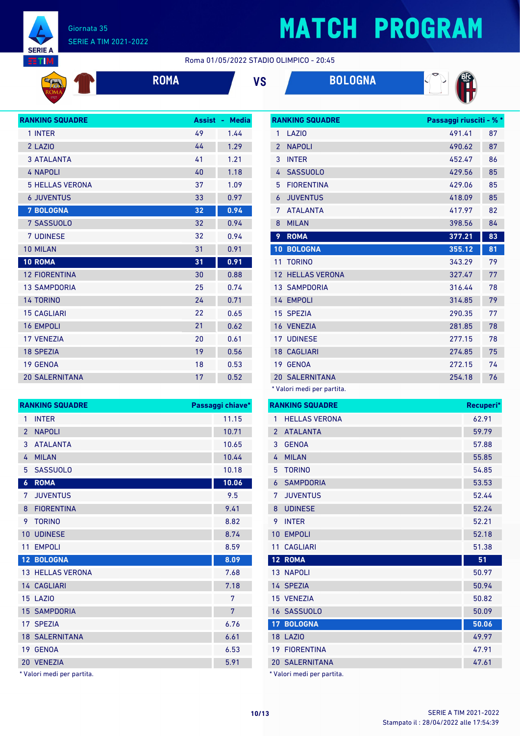Giornata 35

SERIE A TIM 2021-2022

# MATCH PROGRAM

Roma 01/05/2022 STADIO OLIMPICO - 20:45

**ROMA** VS **BOLOGNA**

| RANKING SQUADRE | Assist | Media |
|---|---|---|
| 1 INTER | 49 | 1.44 |
| 2 LAZIO | 44 | 1.29 |
| 3 ATALANTA | 41 | 1.21 |
| 4 NAPOLI | 40 | 1.18 |
| 5 HELLAS VERONA | 37 | 1.09 |
| 6 JUVENTUS | 33 | 0.97 |
| **7 BOLOGNA** | **32** | **0.94** |
| 7 SASSUOLO | 32 | 0.94 |
| 7 UDINESE | 32 | 0.94 |
| 10 MILAN | 31 | 0.91 |
| **10 ROMA** | **31** | **0.91** |
| 12 FIORENTINA | 30 | 0.88 |
| 13 SAMPDORIA | 25 | 0.74 |
| 14 TORINO | 24 | 0.71 |
| 15 CAGLIARI | 22 | 0.65 |
| 16 EMPOLI | 21 | 0.62 |
| 17 VENEZIA | 20 | 0.61 |
| 18 SPEZIA | 19 | 0.56 |
| 19 GENOA | 18 | 0.53 |
| 20 SALERNITANA | 17 | 0.52 |

| RANKING SQUADRE | Passaggi riusciti | % * |
|---|---|---|
| 1 LAZIO | 491.41 | 87 |
| 2 NAPOLI | 490.62 | 87 |
| 3 INTER | 452.47 | 86 |
| 4 SASSUOLO | 429.56 | 85 |
| 5 FIORENTINA | 429.06 | 85 |
| 6 JUVENTUS | 418.09 | 85 |
| 7 ATALANTA | 417.97 | 82 |
| 8 MILAN | 398.56 | 84 |
| **9 ROMA** | **377.21** | **83** |
| **10 BOLOGNA** | **355.12** | **81** |
| 11 TORINO | 343.29 | 79 |
| 12 HELLAS VERONA | 327.47 | 77 |
| 13 SAMPDORIA | 316.44 | 78 |
| 14 EMPOLI | 314.85 | 79 |
| 15 SPEZIA | 290.35 | 77 |
| 16 VENEZIA | 281.85 | 78 |
| 17 UDINESE | 277.15 | 78 |
| 18 CAGLIARI | 274.85 | 75 |
| 19 GENOA | 272.15 | 74 |
| 20 SALERNITANA | 254.18 | 76 |

\* Valori medi per partita.

| RANKING SQUADRE | Passaggi chiave* |
|---|---|
| 1 INTER | 11.15 |
| 2 NAPOLI | 10.71 |
| 3 ATALANTA | 10.65 |
| 4 MILAN | 10.44 |
| 5 SASSUOLO | 10.18 |
| **6 ROMA** | **10.06** |
| 7 JUVENTUS | 9.5 |
| 8 FIORENTINA | 9.41 |
| 9 TORINO | 8.82 |
| 10 UDINESE | 8.74 |
| 11 EMPOLI | 8.59 |
| **12 BOLOGNA** | **8.09** |
| 13 HELLAS VERONA | 7.68 |
| 14 CAGLIARI | 7.18 |
| 15 LAZIO | 7 |
| 15 SAMPDORIA | 7 |
| 17 SPEZIA | 6.76 |
| 18 SALERNITANA | 6.61 |
| 19 GENOA | 6.53 |
| 20 VENEZIA | 5.91 |

\* Valori medi per partita.

| RANKING SQUADRE | Recuperi* |
|---|---|
| 1 HELLAS VERONA | 62.91 |
| 2 ATALANTA | 59.79 |
| 3 GENOA | 57.88 |
| 4 MILAN | 55.85 |
| 5 TORINO | 54.85 |
| 6 SAMPDORIA | 53.53 |
| 7 JUVENTUS | 52.44 |
| 8 UDINESE | 52.24 |
| 9 INTER | 52.21 |
| 10 EMPOLI | 52.18 |
| 11 CAGLIARI | 51.38 |
| **12 ROMA** | **51** |
| 13 NAPOLI | 50.97 |
| 14 SPEZIA | 50.94 |
| 15 VENEZIA | 50.82 |
| 16 SASSUOLO | 50.09 |
| **17 BOLOGNA** | **50.06** |
| 18 LAZIO | 49.97 |
| 19 FIORENTINA | 47.91 |
| 20 SALERNITANA | 47.61 |

\* Valori medi per partita.

Stampato il : 28/04/2022 alle 17:54:39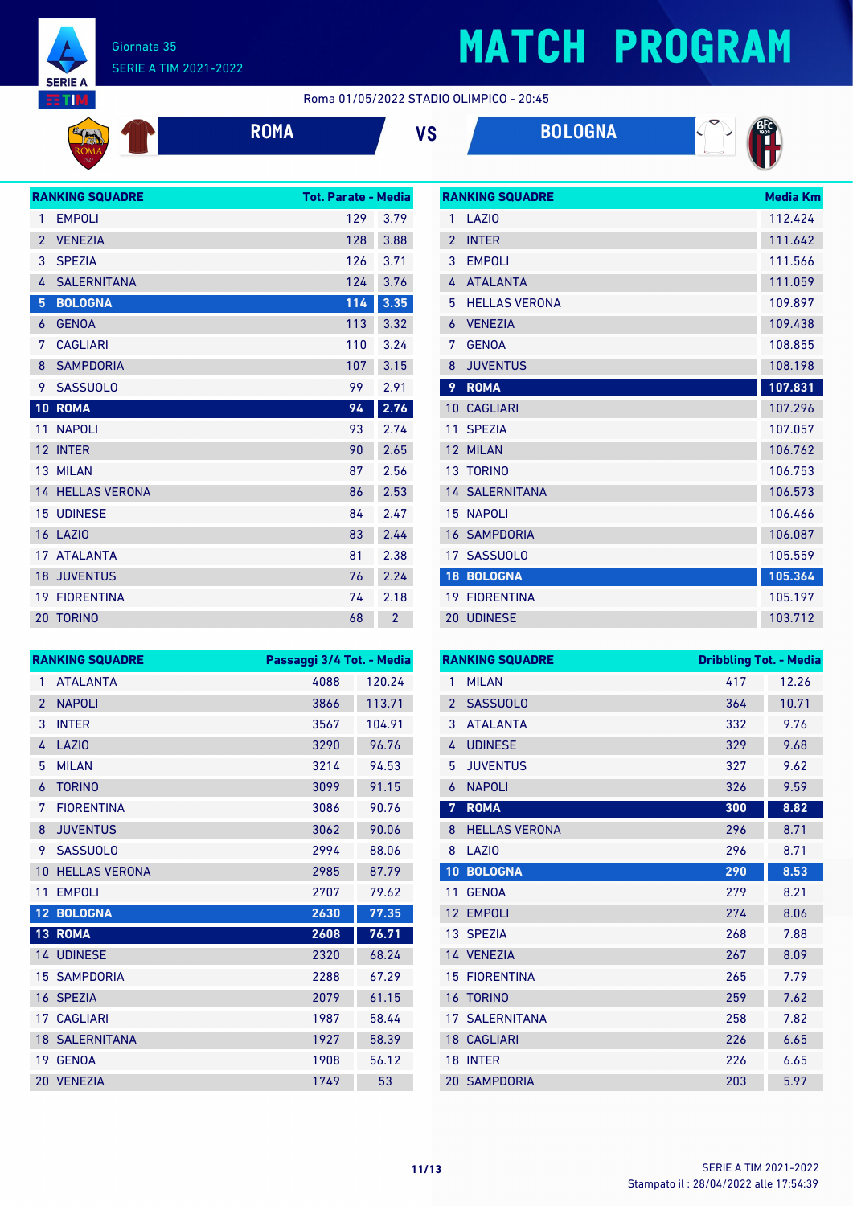# MATCH PROGRAM

Giornata 35
SERIE A TIM 2021-2022

Roma 01/05/2022 STADIO OLIMPICO - 20:45

**ROMA** VS **BOLOGNA**

| RANKING SQUADRE | | Tot. Parate | Media |
|---|---|---|---|
| 1 | EMPOLI | 129 | 3.79 |
| 2 | VENEZIA | 128 | 3.88 |
| 3 | SPEZIA | 126 | 3.71 |
| 4 | SALERNITANA | 124 | 3.76 |
| 5 | **BOLOGNA** | **114** | **3.35** |
| 6 | GENOA | 113 | 3.32 |
| 7 | CAGLIARI | 110 | 3.24 |
| 8 | SAMPDORIA | 107 | 3.15 |
| 9 | SASSUOLO | 99 | 2.91 |
| 10 | **ROMA** | **94** | **2.76** |
| 11 | NAPOLI | 93 | 2.74 |
| 12 | INTER | 90 | 2.65 |
| 13 | MILAN | 87 | 2.56 |
| 14 | HELLAS VERONA | 86 | 2.53 |
| 15 | UDINESE | 84 | 2.47 |
| 16 | LAZIO | 83 | 2.44 |
| 17 | ATALANTA | 81 | 2.38 |
| 18 | JUVENTUS | 76 | 2.24 |
| 19 | FIORENTINA | 74 | 2.18 |
| 20 | TORINO | 68 | 2 |

| RANKING SQUADRE | | Media Km |
|---|---|---|
| 1 | LAZIO | 112.424 |
| 2 | INTER | 111.642 |
| 3 | EMPOLI | 111.566 |
| 4 | ATALANTA | 111.059 |
| 5 | HELLAS VERONA | 109.897 |
| 6 | VENEZIA | 109.438 |
| 7 | GENOA | 108.855 |
| 8 | JUVENTUS | 108.198 |
| 9 | **ROMA** | **107.831** |
| 10 | CAGLIARI | 107.296 |
| 11 | SPEZIA | 107.057 |
| 12 | MILAN | 106.762 |
| 13 | TORINO | 106.753 |
| 14 | SALERNITANA | 106.573 |
| 15 | NAPOLI | 106.466 |
| 16 | SAMPDORIA | 106.087 |
| 17 | SASSUOLO | 105.559 |
| 18 | **BOLOGNA** | **105.364** |
| 19 | FIORENTINA | 105.197 |
| 20 | UDINESE | 103.712 |

| RANKING SQUADRE | | Passaggi 3/4 Tot. | Media |
|---|---|---|---|
| 1 | ATALANTA | 4088 | 120.24 |
| 2 | NAPOLI | 3866 | 113.71 |
| 3 | INTER | 3567 | 104.91 |
| 4 | LAZIO | 3290 | 96.76 |
| 5 | MILAN | 3214 | 94.53 |
| 6 | TORINO | 3099 | 91.15 |
| 7 | FIORENTINA | 3086 | 90.76 |
| 8 | JUVENTUS | 3062 | 90.06 |
| 9 | SASSUOLO | 2994 | 88.06 |
| 10 | HELLAS VERONA | 2985 | 87.79 |
| 11 | EMPOLI | 2707 | 79.62 |
| 12 | **BOLOGNA** | **2630** | **77.35** |
| 13 | **ROMA** | **2608** | **76.71** |
| 14 | UDINESE | 2320 | 68.24 |
| 15 | SAMPDORIA | 2288 | 67.29 |
| 16 | SPEZIA | 2079 | 61.15 |
| 17 | CAGLIARI | 1987 | 58.44 |
| 18 | SALERNITANA | 1927 | 58.39 |
| 19 | GENOA | 1908 | 56.12 |
| 20 | VENEZIA | 1749 | 53 |

| RANKING SQUADRE | | Dribbling Tot. | Media |
|---|---|---|---|
| 1 | MILAN | 417 | 12.26 |
| 2 | SASSUOLO | 364 | 10.71 |
| 3 | ATALANTA | 332 | 9.76 |
| 4 | UDINESE | 329 | 9.68 |
| 5 | JUVENTUS | 327 | 9.62 |
| 6 | NAPOLI | 326 | 9.59 |
| 7 | **ROMA** | **300** | **8.82** |
| 8 | HELLAS VERONA | 296 | 8.71 |
| 8 | LAZIO | 296 | 8.71 |
| 10 | **BOLOGNA** | **290** | **8.53** |
| 11 | GENOA | 279 | 8.21 |
| 12 | EMPOLI | 274 | 8.06 |
| 13 | SPEZIA | 268 | 7.88 |
| 14 | VENEZIA | 267 | 8.09 |
| 15 | FIORENTINA | 265 | 7.79 |
| 16 | TORINO | 259 | 7.62 |
| 17 | SALERNITANA | 258 | 7.82 |
| 18 | CAGLIARI | 226 | 6.65 |
| 18 | INTER | 226 | 6.65 |
| 20 | SAMPDORIA | 203 | 5.97 |

SERIE A TIM 2021-2022
Stampato il : 28/04/2022 alle 17:54:39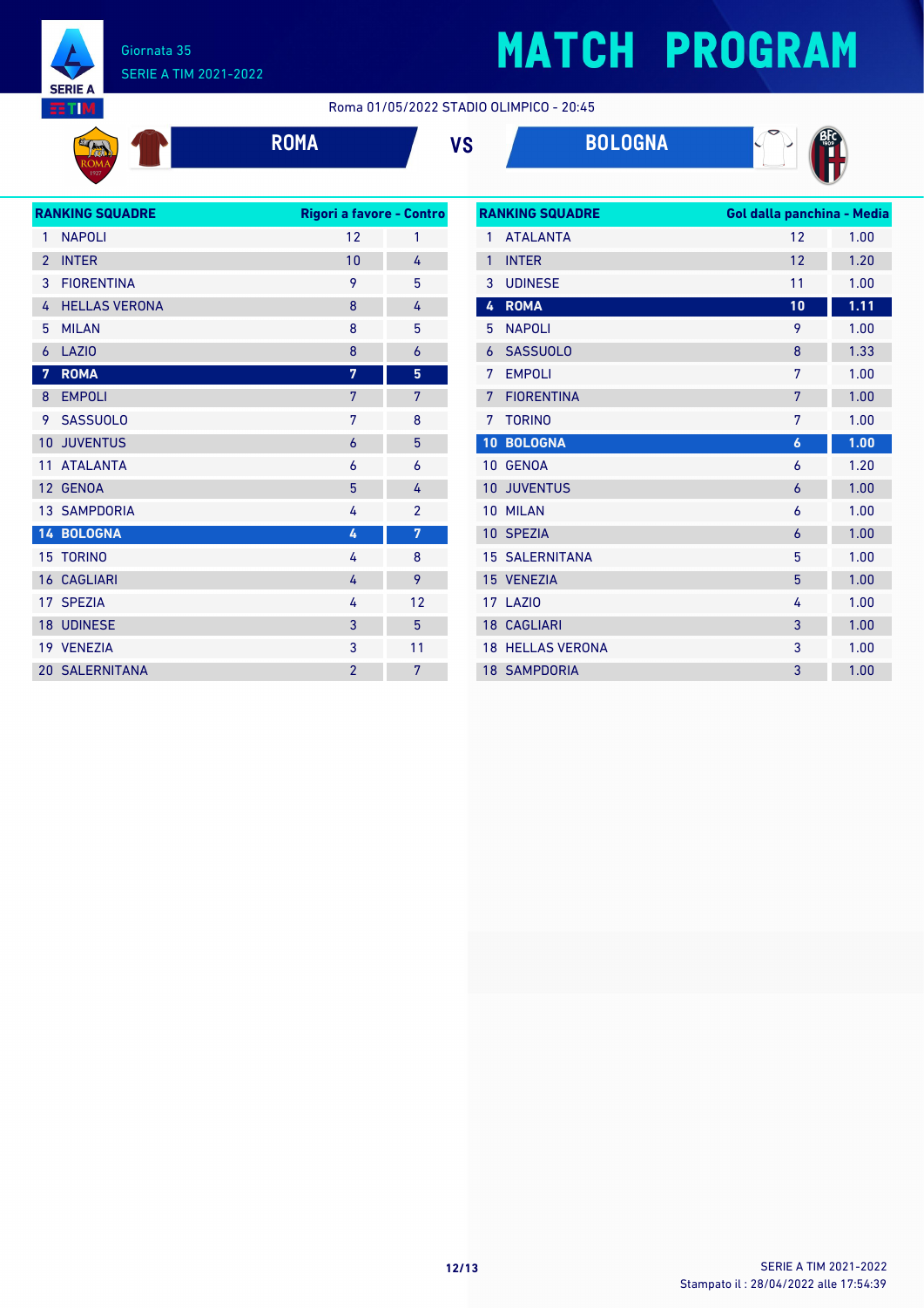# MATCH PROGRAM

Giornata 35
SERIE A TIM 2021-2022

Roma 01/05/2022 STADIO OLIMPICO - 20:45

**ROMA** VS **BOLOGNA**

| RANKING SQUADRE | | Rigori a favore | Contro |
|---|---|---|---|
| 1 | NAPOLI | 12 | 1 |
| 2 | INTER | 10 | 4 |
| 3 | FIORENTINA | 9 | 5 |
| 4 | HELLAS VERONA | 8 | 4 |
| 5 | MILAN | 8 | 5 |
| 6 | LAZIO | 8 | 6 |
| 7 | ROMA | 7 | 5 |
| 8 | EMPOLI | 7 | 7 |
| 9 | SASSUOLO | 7 | 8 |
| 10 | JUVENTUS | 6 | 5 |
| 11 | ATALANTA | 6 | 6 |
| 12 | GENOA | 5 | 4 |
| 13 | SAMPDORIA | 4 | 2 |
| 14 | BOLOGNA | 4 | 7 |
| 15 | TORINO | 4 | 8 |
| 16 | CAGLIARI | 4 | 9 |
| 17 | SPEZIA | 4 | 12 |
| 18 | UDINESE | 3 | 5 |
| 19 | VENEZIA | 3 | 11 |
| 20 | SALERNITANA | 2 | 7 |

| RANKING SQUADRE | | Gol dalla panchina | Media |
|---|---|---|---|
| 1 | ATALANTA | 12 | 1.00 |
| 1 | INTER | 12 | 1.20 |
| 3 | UDINESE | 11 | 1.00 |
| 4 | ROMA | 10 | 1.11 |
| 5 | NAPOLI | 9 | 1.00 |
| 6 | SASSUOLO | 8 | 1.33 |
| 7 | EMPOLI | 7 | 1.00 |
| 7 | FIORENTINA | 7 | 1.00 |
| 7 | TORINO | 7 | 1.00 |
| 10 | BOLOGNA | 6 | 1.00 |
| 10 | GENOA | 6 | 1.20 |
| 10 | JUVENTUS | 6 | 1.00 |
| 10 | MILAN | 6 | 1.00 |
| 10 | SPEZIA | 6 | 1.00 |
| 15 | SALERNITANA | 5 | 1.00 |
| 15 | VENEZIA | 5 | 1.00 |
| 17 | LAZIO | 4 | 1.00 |
| 18 | CAGLIARI | 3 | 1.00 |
| 18 | HELLAS VERONA | 3 | 1.00 |
| 18 | SAMPDORIA | 3 | 1.00 |

SERIE A TIM 2021-2022
Stampato il : 28/04/2022 alle 17:54:39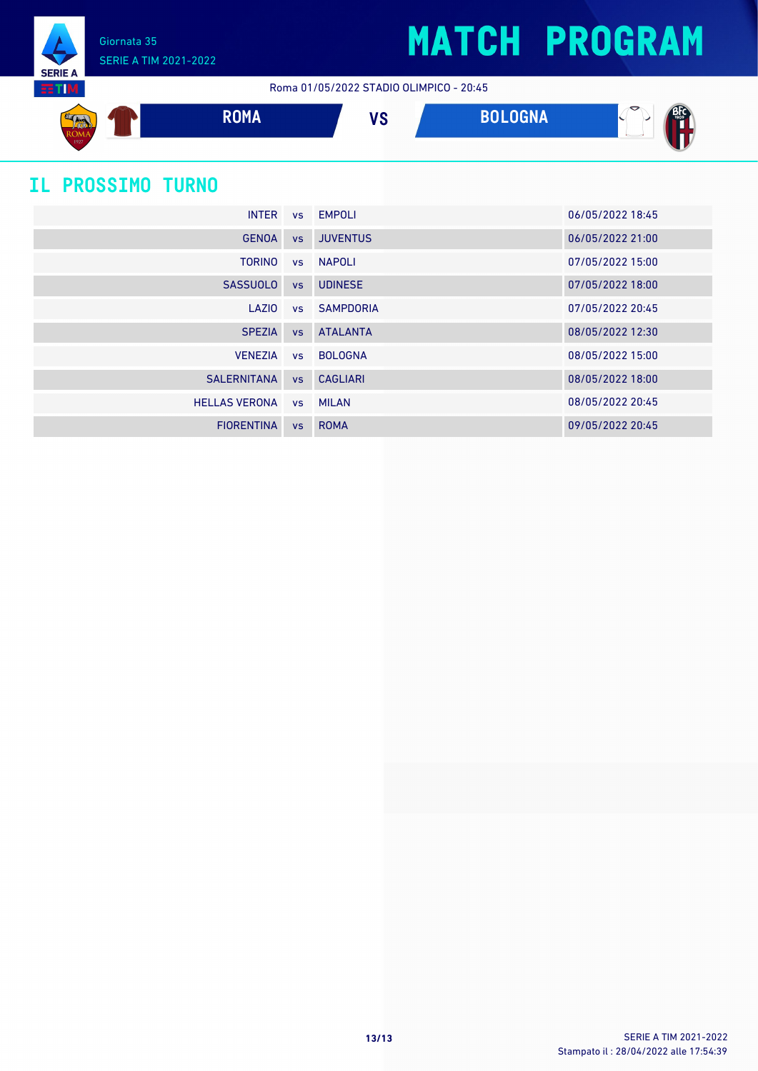# MATCH PROGRAM

Giornata 35
SERIE A TIM 2021-2022

Roma 01/05/2022 STADIO OLIMPICO - 20:45

**ROMA** VS **BOLOGNA**

## IL PROSSIMO TURNO

| | | | |
|---|---|---|---|
| INTER | vs | EMPOLI | 06/05/2022 18:45 |
| GENOA | vs | JUVENTUS | 06/05/2022 21:00 |
| TORINO | vs | NAPOLI | 07/05/2022 15:00 |
| SASSUOLO | vs | UDINESE | 07/05/2022 18:00 |
| LAZIO | vs | SAMPDORIA | 07/05/2022 20:45 |
| SPEZIA | vs | ATALANTA | 08/05/2022 12:30 |
| VENEZIA | vs | BOLOGNA | 08/05/2022 15:00 |
| SALERNITANA | vs | CAGLIARI | 08/05/2022 18:00 |
| HELLAS VERONA | vs | MILAN | 08/05/2022 20:45 |
| FIORENTINA | vs | ROMA | 09/05/2022 20:45 |

SERIE A TIM 2021-2022
Stampato il : 28/04/2022 alle 17:54:39